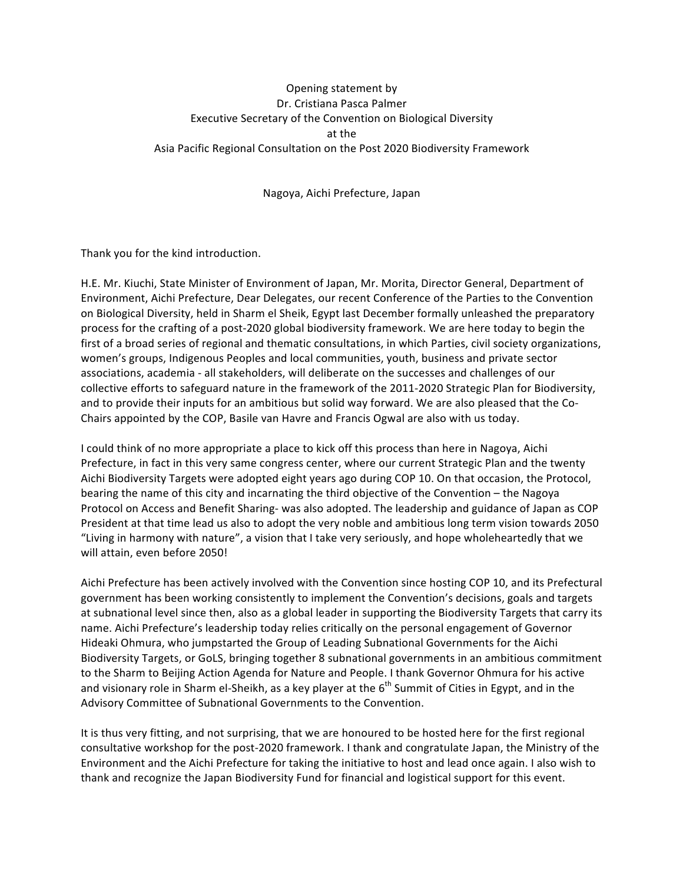Opening statement by
Dr. Cristiana Pasca Palmer
Executive Secretary of the Convention on Biological Diversity
at the
Asia Pacific Regional Consultation on the Post 2020 Biodiversity Framework

Nagoya, Aichi Prefecture, Japan

Thank you for the kind introduction.

H.E. Mr. Kiuchi, State Minister of Environment of Japan, Mr. Morita, Director General, Department of Environment, Aichi Prefecture, Dear Delegates, our recent Conference of the Parties to the Convention on Biological Diversity, held in Sharm el Sheik, Egypt last December formally unleashed the preparatory process for the crafting of a post-2020 global biodiversity framework. We are here today to begin the first of a broad series of regional and thematic consultations, in which Parties, civil society organizations, women's groups, Indigenous Peoples and local communities, youth, business and private sector associations, academia - all stakeholders, will deliberate on the successes and challenges of our collective efforts to safeguard nature in the framework of the 2011-2020 Strategic Plan for Biodiversity, and to provide their inputs for an ambitious but solid way forward. We are also pleased that the Co-Chairs appointed by the COP, Basile van Havre and Francis Ogwal are also with us today.

I could think of no more appropriate a place to kick off this process than here in Nagoya, Aichi Prefecture, in fact in this very same congress center, where our current Strategic Plan and the twenty Aichi Biodiversity Targets were adopted eight years ago during COP 10. On that occasion, the Protocol, bearing the name of this city and incarnating the third objective of the Convention – the Nagoya Protocol on Access and Benefit Sharing- was also adopted. The leadership and guidance of Japan as COP President at that time lead us also to adopt the very noble and ambitious long term vision towards 2050 "Living in harmony with nature", a vision that I take very seriously, and hope wholeheartedly that we will attain, even before 2050!

Aichi Prefecture has been actively involved with the Convention since hosting COP 10, and its Prefectural government has been working consistently to implement the Convention's decisions, goals and targets at subnational level since then, also as a global leader in supporting the Biodiversity Targets that carry its name. Aichi Prefecture's leadership today relies critically on the personal engagement of Governor Hideaki Ohmura, who jumpstarted the Group of Leading Subnational Governments for the Aichi Biodiversity Targets, or GoLS, bringing together 8 subnational governments in an ambitious commitment to the Sharm to Beijing Action Agenda for Nature and People. I thank Governor Ohmura for his active and visionary role in Sharm el-Sheikh, as a key player at the 6th Summit of Cities in Egypt, and in the Advisory Committee of Subnational Governments to the Convention.

It is thus very fitting, and not surprising, that we are honoured to be hosted here for the first regional consultative workshop for the post-2020 framework. I thank and congratulate Japan, the Ministry of the Environment and the Aichi Prefecture for taking the initiative to host and lead once again. I also wish to thank and recognize the Japan Biodiversity Fund for financial and logistical support for this event.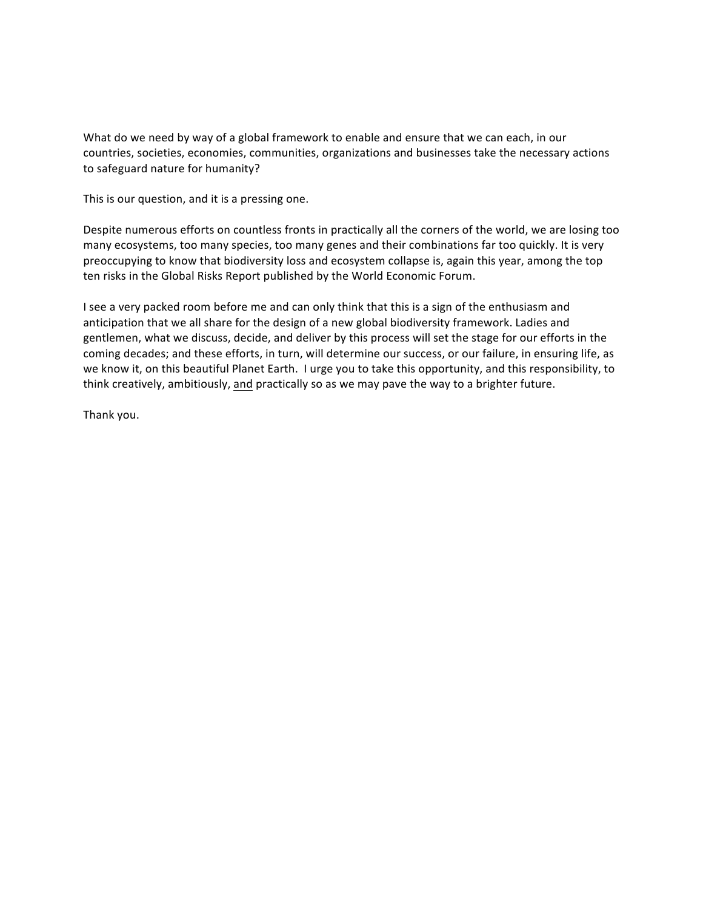What do we need by way of a global framework to enable and ensure that we can each, in our countries, societies, economies, communities, organizations and businesses take the necessary actions to safeguard nature for humanity?

This is our question, and it is a pressing one.

Despite numerous efforts on countless fronts in practically all the corners of the world, we are losing too many ecosystems, too many species, too many genes and their combinations far too quickly. It is very preoccupying to know that biodiversity loss and ecosystem collapse is, again this year, among the top ten risks in the Global Risks Report published by the World Economic Forum.

I see a very packed room before me and can only think that this is a sign of the enthusiasm and anticipation that we all share for the design of a new global biodiversity framework. Ladies and gentlemen, what we discuss, decide, and deliver by this process will set the stage for our efforts in the coming decades; and these efforts, in turn, will determine our success, or our failure, in ensuring life, as we know it, on this beautiful Planet Earth. I urge you to take this opportunity, and this responsibility, to think creatively, ambitiously, <u>and</u> practically so as we may pave the way to a brighter future.

Thank you.